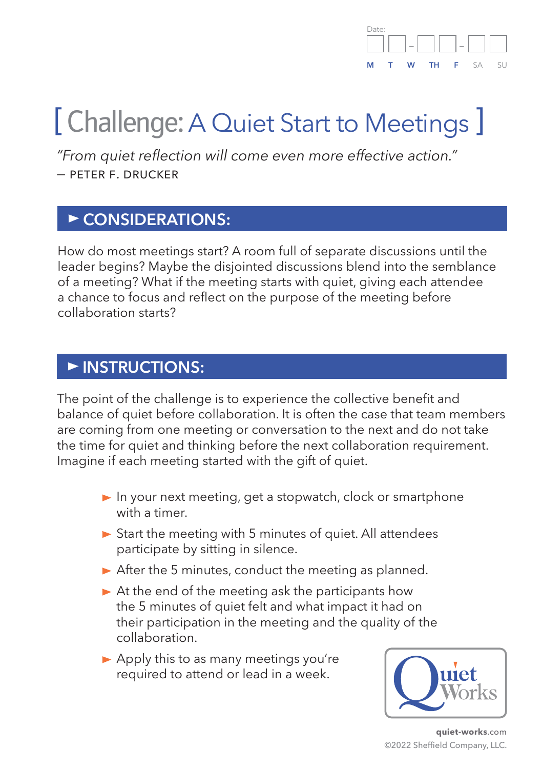Date: __ __ - __ __ - __ __

M T W TH F SA SU

# [ Challenge: A Quiet Start to Meetings ]

*"From quiet reflection will come even more effective action."*
— PETER F. DRUCKER

## ► CONSIDERATIONS:

How do most meetings start? A room full of separate discussions until the leader begins? Maybe the disjointed discussions blend into the semblance of a meeting? What if the meeting starts with quiet, giving each attendee a chance to focus and reflect on the purpose of the meeting before collaboration starts?

## ► INSTRUCTIONS:

The point of the challenge is to experience the collective benefit and balance of quiet before collaboration. It is often the case that team members are coming from one meeting or conversation to the next and do not take the time for quiet and thinking before the next collaboration requirement. Imagine if each meeting started with the gift of quiet.

- In your next meeting, get a stopwatch, clock or smartphone with a timer.
- Start the meeting with 5 minutes of quiet. All attendees participate by sitting in silence.
- After the 5 minutes, conduct the meeting as planned.
- At the end of the meeting ask the participants how the 5 minutes of quiet felt and what impact it had on their participation in the meeting and the quality of the collaboration.
- Apply this to as many meetings you're required to attend or lead in a week.

QuietWorks

**quiet-works**.com
©2022 Sheffield Company, LLC.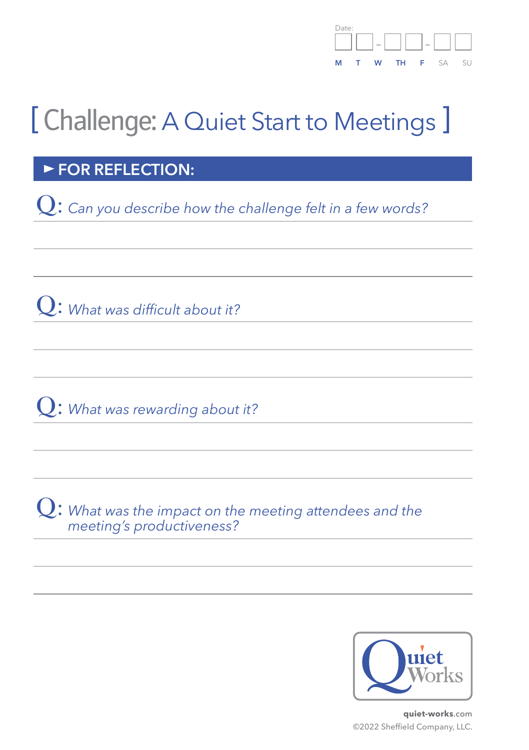Date: __ __ - __ __ - __ __

M T W TH F SA SU

# [ Challenge: A Quiet Start to Meetings ]

## ► FOR REFLECTION:

**Q:** *Can you describe how the challenge felt in a few words?*

**Q:** *What was difficult about it?*

**Q:** *What was rewarding about it?*

**Q:** *What was the impact on the meeting attendees and the meeting's productiveness?*

Quiet Works

**quiet-works**.com
©2022 Sheffield Company, LLC.